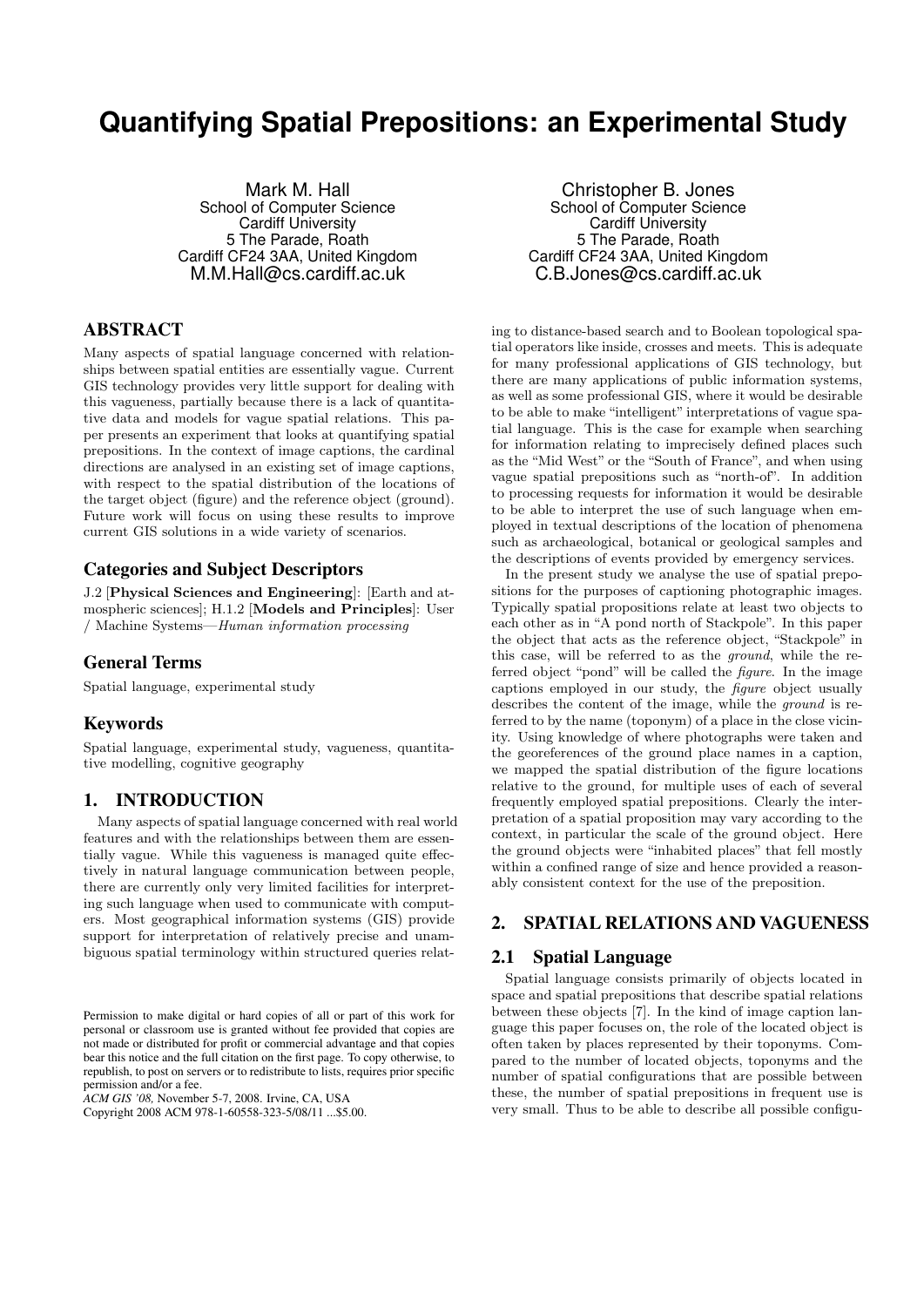# Quantifying Spatial Prepositions: an Experimental Study

Mark M. Hall
School of Computer Science
Cardiff University
5 The Parade, Roath
Cardiff CF24 3AA, United Kingdom
M.M.Hall@cs.cardiff.ac.uk

Christopher B. Jones
School of Computer Science
Cardiff University
5 The Parade, Roath
Cardiff CF24 3AA, United Kingdom
C.B.Jones@cs.cardiff.ac.uk

## ABSTRACT

Many aspects of spatial language concerned with relationships between spatial entities are essentially vague. Current GIS technology provides very little support for dealing with this vagueness, partially because there is a lack of quantitative data and models for vague spatial relations. This paper presents an experiment that looks at quantifying spatial prepositions. In the context of image captions, the cardinal directions are analysed in an existing set of image captions, with respect to the spatial distribution of the locations of the target object (figure) and the reference object (ground). Future work will focus on using these results to improve current GIS solutions in a wide variety of scenarios.

### Categories and Subject Descriptors

J.2 [**Physical Sciences and Engineering**]: [Earth and atmospheric sciences]; H.1.2 [**Models and Principles**]: User / Machine Systems—*Human information processing*

### General Terms

Spatial language, experimental study

### Keywords

Spatial language, experimental study, vagueness, quantitative modelling, cognitive geography

## 1. INTRODUCTION

Many aspects of spatial language concerned with real world features and with the relationships between them are essentially vague. While this vagueness is managed quite effectively in natural language communication between people, there are currently only very limited facilities for interpreting such language when used to communicate with computers. Most geographical information systems (GIS) provide support for interpretation of relatively precise and unambiguous spatial terminology within structured queries relating to distance-based search and to Boolean topological spatial operators like inside, crosses and meets. This is adequate for many professional applications of GIS technology, but there are many applications of public information systems, as well as some professional GIS, where it would be desirable to be able to make "intelligent" interpretations of vague spatial language. This is the case for example when searching for information relating to imprecisely defined places such as the "Mid West" or the "South of France", and when using vague spatial prepositions such as "north-of". In addition to processing requests for information it would be desirable to be able to interpret the use of such language when employed in textual descriptions of the location of phenomena such as archaeological, botanical or geological samples and the descriptions of events provided by emergency services.

In the present study we analyse the use of spatial prepositions for the purposes of captioning photographic images. Typically spatial propositions relate at least two objects to each other as in "A pond north of Stackpole". In this paper the object that acts as the reference object, "Stackpole" in this case, will be referred to as the *ground*, while the referred object "pond" will be called the *figure*. In the image captions employed in our study, the *figure* object usually describes the content of the image, while the *ground* is referred to by the name (toponym) of a place in the close vicinity. Using knowledge of where photographs were taken and the georeferences of the ground place names in a caption, we mapped the spatial distribution of the figure locations relative to the ground, for multiple uses of each of several frequently employed spatial prepositions. Clearly the interpretation of a spatial proposition may vary according to the context, in particular the scale of the ground object. Here the ground objects were "inhabited places" that fell mostly within a confined range of size and hence provided a reasonably consistent context for the use of the preposition.

## 2. SPATIAL RELATIONS AND VAGUENESS

### 2.1 Spatial Language

Spatial language consists primarily of objects located in space and spatial prepositions that describe spatial relations between these objects [7]. In the kind of image caption language this paper focuses on, the role of the located object is often taken by places represented by their toponyms. Compared to the number of located objects, toponyms and the number of spatial configurations that are possible between these, the number of spatial prepositions in frequent use is very small. Thus to be able to describe all possible configu-

Permission to make digital or hard copies of all or part of this work for personal or classroom use is granted without fee provided that copies are not made or distributed for profit or commercial advantage and that copies bear this notice and the full citation on the first page. To copy otherwise, to republish, to post on servers or to redistribute to lists, requires prior specific permission and/or a fee.
*ACM GIS '08,* November 5-7, 2008. Irvine, CA, USA
Copyright 2008 ACM 978-1-60558-323-5/08/11 ...$5.00.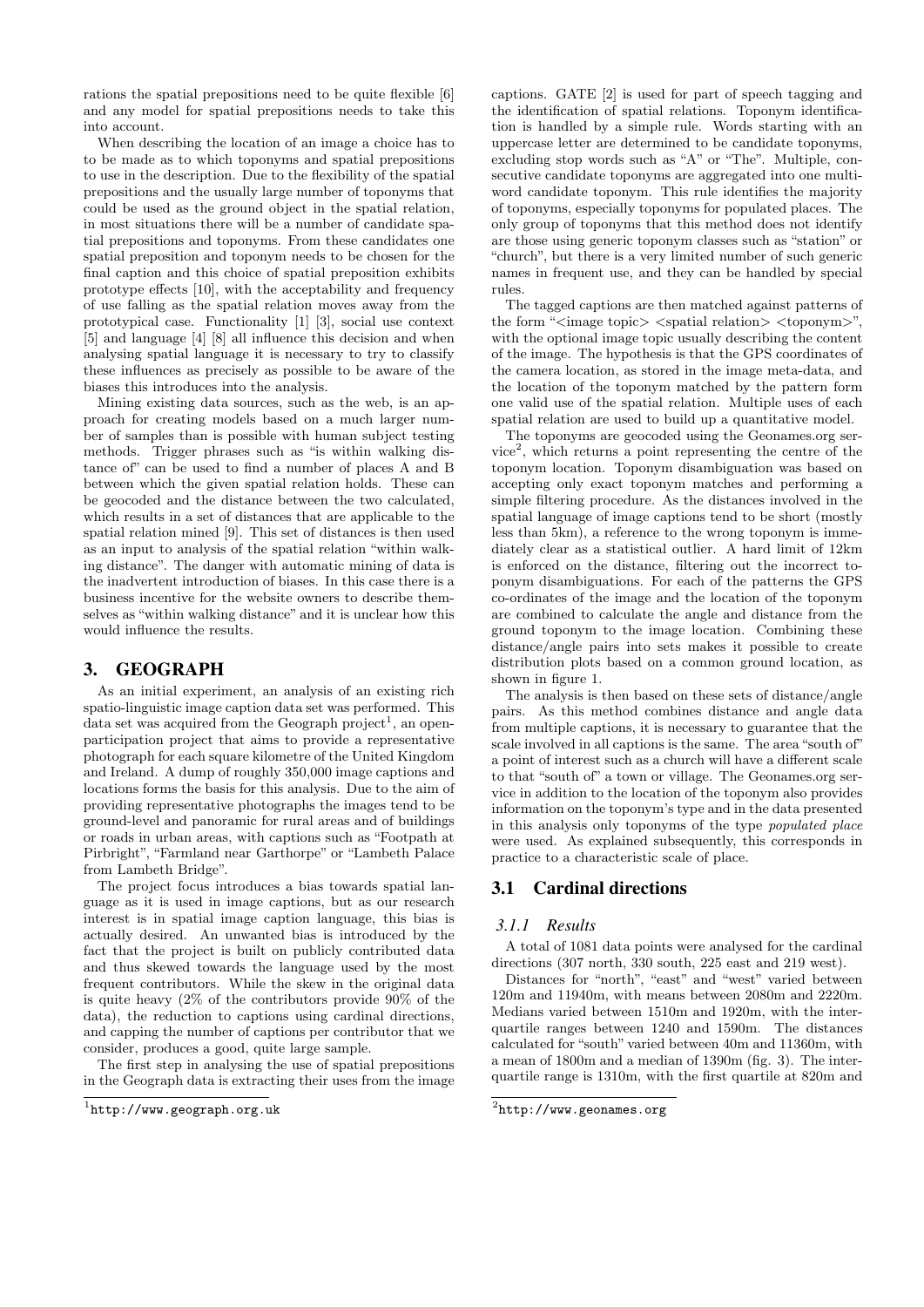rations the spatial prepositions need to be quite flexible [6] and any model for spatial prepositions needs to take this into account.

When describing the location of an image a choice has to to be made as to which toponyms and spatial prepositions to use in the description. Due to the flexibility of the spatial prepositions and the usually large number of toponyms that could be used as the ground object in the spatial relation, in most situations there will be a number of candidate spatial prepositions and toponyms. From these candidates one spatial preposition and toponym needs to be chosen for the final caption and this choice of spatial preposition exhibits prototype effects [10], with the acceptability and frequency of use falling as the spatial relation moves away from the prototypical case. Functionality [1] [3], social use context [5] and language [4] [8] all influence this decision and when analysing spatial language it is necessary to try to classify these influences as precisely as possible to be aware of the biases this introduces into the analysis.

Mining existing data sources, such as the web, is an approach for creating models based on a much larger number of samples than is possible with human subject testing methods. Trigger phrases such as "is within walking distance of" can be used to find a number of places A and B between which the given spatial relation holds. These can be geocoded and the distance between the two calculated, which results in a set of distances that are applicable to the spatial relation mined [9]. This set of distances is then used as an input to analysis of the spatial relation "within walking distance". The danger with automatic mining of data is the inadvertent introduction of biases. In this case there is a business incentive for the website owners to describe themselves as "within walking distance" and it is unclear how this would influence the results.

## 3. GEOGRAPH

As an initial experiment, an analysis of an existing rich spatio-linguistic image caption data set was performed. This data set was acquired from the Geograph project[1], an open-participation project that aims to provide a representative photograph for each square kilometre of the United Kingdom and Ireland. A dump of roughly 350,000 image captions and locations forms the basis for this analysis. Due to the aim of providing representative photographs the images tend to be ground-level and panoramic for rural areas and of buildings or roads in urban areas, with captions such as "Footpath at Pirbright", "Farmland near Garthorpe" or "Lambeth Palace from Lambeth Bridge".

The project focus introduces a bias towards spatial language as it is used in image captions, but as our research interest is in spatial image caption language, this bias is actually desired. An unwanted bias is introduced by the fact that the project is built on publicly contributed data and thus skewed towards the language used by the most frequent contributors. While the skew in the original data is quite heavy (2% of the contributors provide 90% of the data), the reduction to captions using cardinal directions, and capping the number of captions per contributor that we consider, produces a good, quite large sample.

The first step in analysing the use of spatial prepositions in the Geograph data is extracting their uses from the image captions. GATE [2] is used for part of speech tagging and the identification of spatial relations. Toponym identification is handled by a simple rule. Words starting with an uppercase letter are determined to be candidate toponyms, excluding stop words such as "A" or "The". Multiple, consecutive candidate toponyms are aggregated into one multi-word candidate toponym. This rule identifies the majority of toponyms, especially toponyms for populated places. The only group of toponyms that this method does not identify are those using generic toponym classes such as "station" or "church", but there is a very limited number of such generic names in frequent use, and they can be handled by special rules.

The tagged captions are then matched against patterns of the form "<image topic> <spatial relation> <toponym>", with the optional image topic usually describing the content of the image. The hypothesis is that the GPS coordinates of the camera location, as stored in the image meta-data, and the location of the toponym matched by the pattern form one valid use of the spatial relation. Multiple uses of each spatial relation are used to build up a quantitative model.

The toponyms are geocoded using the Geonames.org service[2], which returns a point representing the centre of the toponym location. Toponym disambiguation was based on accepting only exact toponym matches and performing a simple filtering procedure. As the distances involved in the spatial language of image captions tend to be short (mostly less than 5km), a reference to the wrong toponym is immediately clear as a statistical outlier. A hard limit of 12km is enforced on the distance, filtering out the incorrect toponym disambiguations. For each of the patterns the GPS co-ordinates of the image and the location of the toponym are combined to calculate the angle and distance from the ground toponym to the image location. Combining these distance/angle pairs into sets makes it possible to create distribution plots based on a common ground location, as shown in figure 1.

The analysis is then based on these sets of distance/angle pairs. As this method combines distance and angle data from multiple captions, it is necessary to guarantee that the scale involved in all captions is the same. The area "south of" a point of interest such as a church will have a different scale to that "south of" a town or village. The Geonames.org service in addition to the location of the toponym also provides information on the toponym's type and in the data presented in this analysis only toponyms of the type *populated place* were used. As explained subsequently, this corresponds in practice to a characteristic scale of place.

### 3.1 Cardinal directions

#### 3.1.1 Results

A total of 1081 data points were analysed for the cardinal directions (307 north, 330 south, 225 east and 219 west).

Distances for "north", "east" and "west" varied between 120m and 11940m, with means between 2080m and 2220m. Medians varied between 1510m and 1920m, with the inter-quartile ranges between 1240 and 1590m. The distances calculated for "south" varied between 40m and 11360m, with a mean of 1800m and a median of 1390m (fig. 3). The inter-quartile range is 1310m, with the first quartile at 820m and

[1] http://www.geograph.org.uk

[2] http://www.geonames.org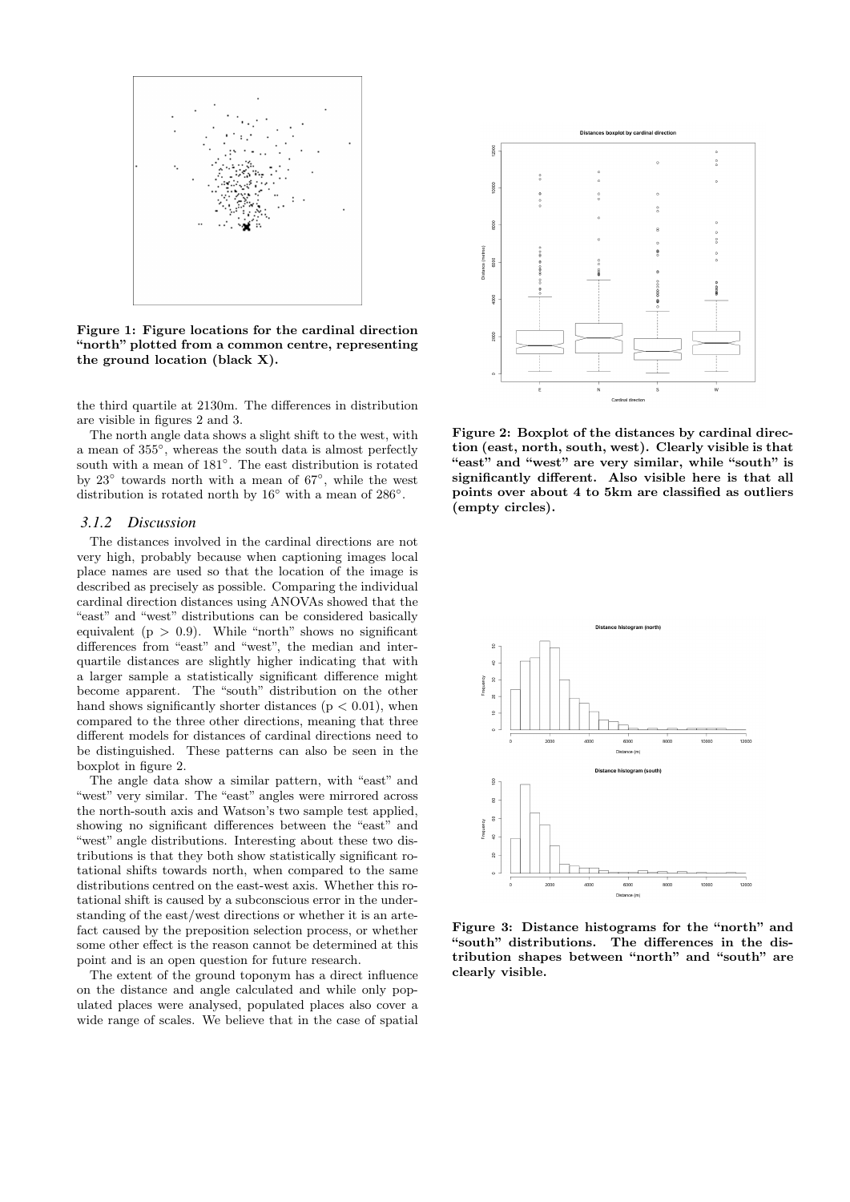Figure 1: Figure locations for the cardinal direction "north" plotted from a common centre, representing the ground location (black X).

the third quartile at 2130m. The differences in distribution are visible in figures 2 and 3.

The north angle data shows a slight shift to the west, with a mean of 355°, whereas the south data is almost perfectly south with a mean of 181°. The east distribution is rotated by 23° towards north with a mean of 67°, while the west distribution is rotated north by 16° with a mean of 286°.

### 3.1.2 Discussion

The distances involved in the cardinal directions are not very high, probably because when captioning images local place names are used so that the location of the image is described as precisely as possible. Comparing the individual cardinal direction distances using ANOVAs showed that the "east" and "west" distributions can be considered basically equivalent ($p > 0.9$). While "north" shows no significant differences from "east" and "west", the median and inter-quartile distances are slightly higher indicating that with a larger sample a statistically significant difference might become apparent. The "south" distribution on the other hand shows significantly shorter distances ($p < 0.01$), when compared to the three other directions, meaning that three different models for distances of cardinal directions need to be distinguished. These patterns can also be seen in the boxplot in figure 2.

The angle data show a similar pattern, with "east" and "west" very similar. The "east" angles were mirrored across the north-south axis and Watson's two sample test applied, showing no significant differences between the "east" and "west" angle distributions. Interesting about these two distributions is that they both show statistically significant rotational shifts towards north, when compared to the same distributions centred on the east-west axis. Whether this rotational shift is caused by a subconscious error in the understanding of the east/west directions or whether it is an artefact caused by the preposition selection process, or whether some other effect is the reason cannot be determined at this point and is an open question for future research.

The extent of the ground toponym has a direct influence on the distance and angle calculated and while only populated places were analysed, populated places also cover a wide range of scales. We believe that in the case of spatial

Figure 2: Boxplot of the distances by cardinal direction (east, north, south, west). Clearly visible is that "east" and "west" are very similar, while "south" is significantly different. Also visible here is that all points over about 4 to 5km are classified as outliers (empty circles).

Figure 3: Distance histograms for the "north" and "south" distributions. The differences in the distribution shapes between "north" and "south" are clearly visible.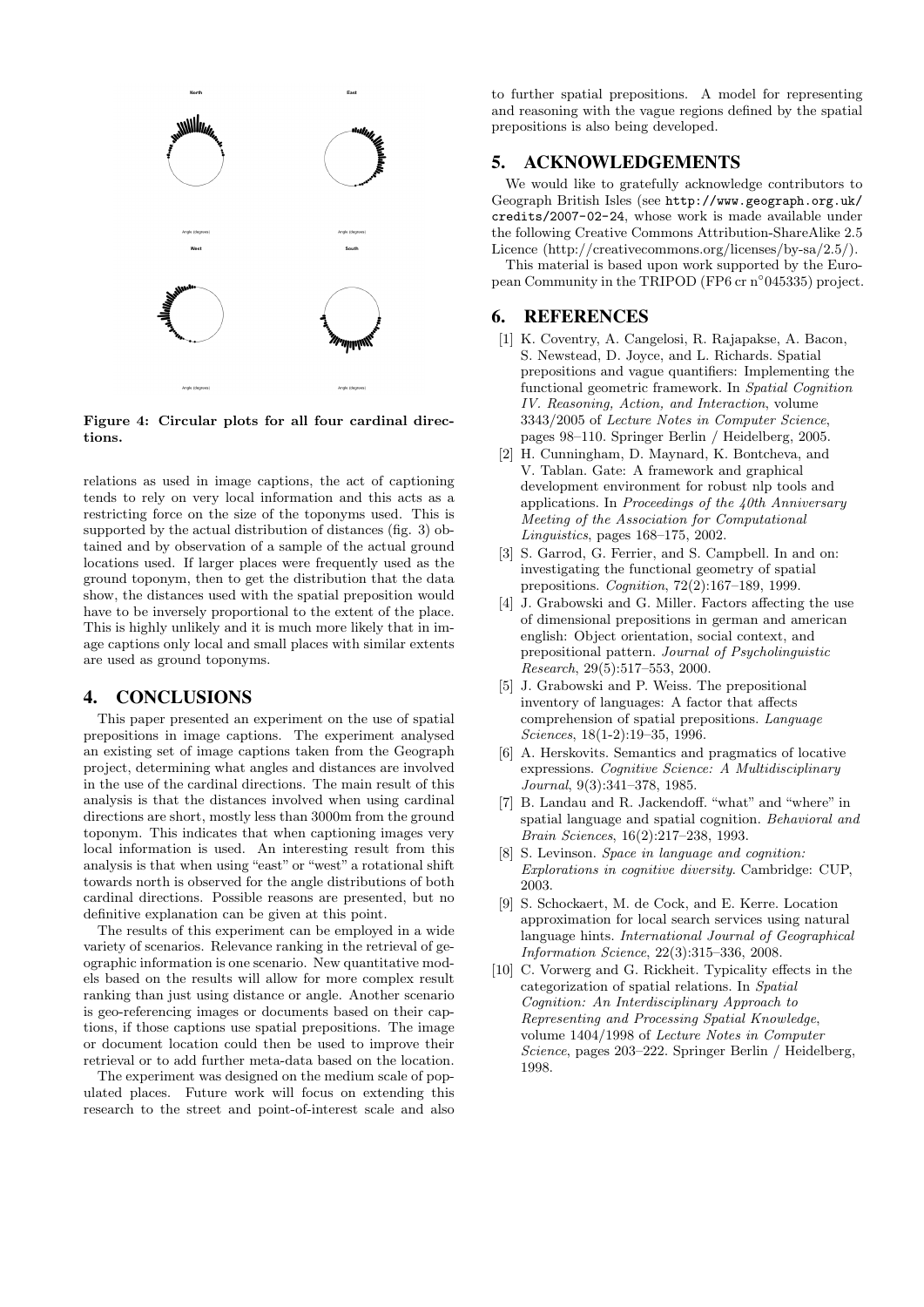North

East

Angle (degrees)

Angle (degrees)

West

South

Angle (degrees)

Angle (degrees)

**Figure 4: Circular plots for all four cardinal directions.**

relations as used in image captions, the act of captioning tends to rely on very local information and this acts as a restricting force on the size of the toponyms used. This is supported by the actual distribution of distances (fig. 3) obtained and by observation of a sample of the actual ground locations used. If larger places were frequently used as the ground toponym, then to get the distribution that the data show, the distances used with the spatial preposition would have to be inversely proportional to the extent of the place. This is highly unlikely and it is much more likely that in image captions only local and small places with similar extents are used as ground toponyms.

## 4. CONCLUSIONS

This paper presented an experiment on the use of spatial prepositions in image captions. The experiment analysed an existing set of image captions taken from the Geograph project, determining what angles and distances are involved in the use of the cardinal directions. The main result of this analysis is that the distances involved when using cardinal directions are short, mostly less than 3000m from the ground toponym. This indicates that when captioning images very local information is used. An interesting result from this analysis is that when using "east" or "west" a rotational shift towards north is observed for the angle distributions of both cardinal directions. Possible reasons are presented, but no definitive explanation can be given at this point.

The results of this experiment can be employed in a wide variety of scenarios. Relevance ranking in the retrieval of geographic information is one scenario. New quantitative models based on the results will allow for more complex result ranking than just using distance or angle. Another scenario is geo-referencing images or documents based on their captions, if those captions use spatial prepositions. The image or document location could then be used to improve their retrieval or to add further meta-data based on the location.

The experiment was designed on the medium scale of populated places. Future work will focus on extending this research to the street and point-of-interest scale and also to further spatial prepositions. A model for representing and reasoning with the vague regions defined by the spatial prepositions is also being developed.

## 5. ACKNOWLEDGEMENTS

We would like to gratefully acknowledge contributors to Geograph British Isles (see `http://www.geograph.org.uk/credits/2007-02-24`, whose work is made available under the following Creative Commons Attribution-ShareAlike 2.5 Licence (http://creativecommons.org/licenses/by-sa/2.5/).

This material is based upon work supported by the European Community in the TRIPOD (FP6 cr n°045335) project.

## 6. REFERENCES

[1] K. Coventry, A. Cangelosi, R. Rajapakse, A. Bacon, S. Newstead, D. Joyce, and L. Richards. Spatial prepositions and vague quantifiers: Implementing the functional geometric framework. In *Spatial Cognition IV. Reasoning, Action, and Interaction*, volume 3343/2005 of *Lecture Notes in Computer Science*, pages 98–110. Springer Berlin / Heidelberg, 2005.

[2] H. Cunningham, D. Maynard, K. Bontcheva, and V. Tablan. Gate: A framework and graphical development environment for robust nlp tools and applications. In *Proceedings of the 40th Anniversary Meeting of the Association for Computational Linguistics*, pages 168–175, 2002.

[3] S. Garrod, G. Ferrier, and S. Campbell. In and on: investigating the functional geometry of spatial prepositions. *Cognition*, 72(2):167–189, 1999.

[4] J. Grabowski and G. Miller. Factors affecting the use of dimensional prepositions in german and american english: Object orientation, social context, and prepositional pattern. *Journal of Psycholinguistic Research*, 29(5):517–553, 2000.

[5] J. Grabowski and P. Weiss. The prepositional inventory of languages: A factor that affects comprehension of spatial prepositions. *Language Sciences*, 18(1-2):19–35, 1996.

[6] A. Herskovits. Semantics and pragmatics of locative expressions. *Cognitive Science: A Multidisciplinary Journal*, 9(3):341–378, 1985.

[7] B. Landau and R. Jackendoff. "what" and "where" in spatial language and spatial cognition. *Behavioral and Brain Sciences*, 16(2):217–238, 1993.

[8] S. Levinson. *Space in language and cognition: Explorations in cognitive diversity*. Cambridge: CUP, 2003.

[9] S. Schockaert, M. de Cock, and E. Kerre. Location approximation for local search services using natural language hints. *International Journal of Geographical Information Science*, 22(3):315–336, 2008.

[10] C. Vorwerg and G. Rickheit. Typicality effects in the categorization of spatial relations. In *Spatial Cognition: An Interdisciplinary Approach to Representing and Processing Spatial Knowledge*, volume 1404/1998 of *Lecture Notes in Computer Science*, pages 203–222. Springer Berlin / Heidelberg, 1998.